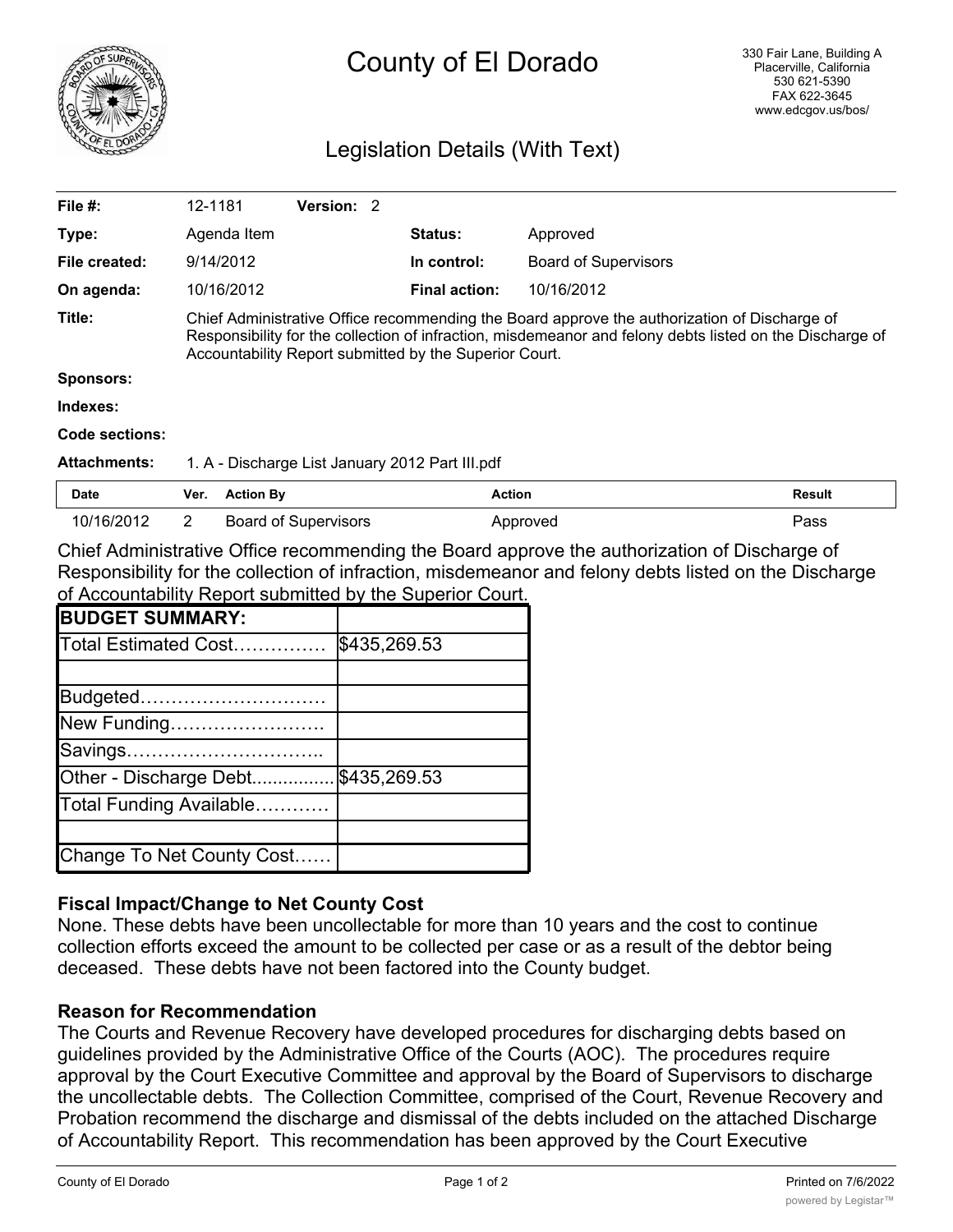# County of El Dorado

330 Fair Lane, Building A
Placerville, California
530 621-5390
FAX 622-3645
www.edcgov.us/bos/

## Legislation Details (With Text)

| | | | |
|---|---|---|---|
| **File #:** | 12-1181 **Version:** 2 | | |
| **Type:** | Agenda Item | **Status:** | Approved |
| **File created:** | 9/14/2012 | **In control:** | Board of Supervisors |
| **On agenda:** | 10/16/2012 | **Final action:** | 10/16/2012 |

**Title:** Chief Administrative Office recommending the Board approve the authorization of Discharge of Responsibility for the collection of infraction, misdemeanor and felony debts listed on the Discharge of Accountability Report submitted by the Superior Court.

**Sponsors:**

**Indexes:**

**Code sections:**

**Attachments:** 1. A - Discharge List January 2012 Part III.pdf

| Date | Ver. | Action By | Action | Result |
|---|---|---|---|---|
| 10/16/2012 | 2 | Board of Supervisors | Approved | Pass |

Chief Administrative Office recommending the Board approve the authorization of Discharge of Responsibility for the collection of infraction, misdemeanor and felony debts listed on the Discharge of Accountability Report submitted by the Superior Court.

| **BUDGET SUMMARY:** | |
|---|---|
| Total Estimated Cost…………… | $435,269.53 |
| | |
| Budgeted………………………… | |
| New Funding……………………. | |
| Savings………………………….. | |
| Other - Discharge Debt................ | $435,269.53 |
| Total Funding Available………… | |
| | |
| Change To Net County Cost…… | |

### Fiscal Impact/Change to Net County Cost

None. These debts have been uncollectable for more than 10 years and the cost to continue collection efforts exceed the amount to be collected per case or as a result of the debtor being deceased. These debts have not been factored into the County budget.

### Reason for Recommendation

The Courts and Revenue Recovery have developed procedures for discharging debts based on guidelines provided by the Administrative Office of the Courts (AOC). The procedures require approval by the Court Executive Committee and approval by the Board of Supervisors to discharge the uncollectable debts. The Collection Committee, comprised of the Court, Revenue Recovery and Probation recommend the discharge and dismissal of the debts included on the attached Discharge of Accountability Report. This recommendation has been approved by the Court Executive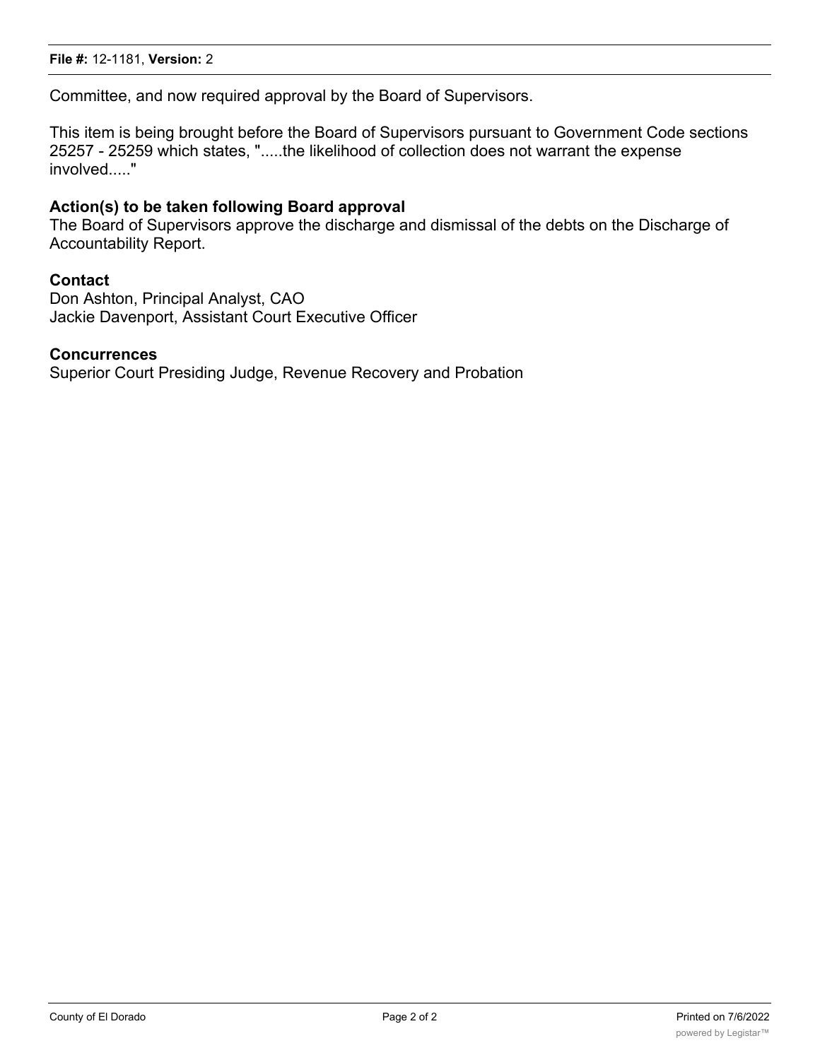Committee, and now required approval by the Board of Supervisors.

This item is being brought before the Board of Supervisors pursuant to Government Code sections 25257 - 25259 which states, ".....the likelihood of collection does not warrant the expense involved....."

**Action(s) to be taken following Board approval**

The Board of Supervisors approve the discharge and dismissal of the debts on the Discharge of Accountability Report.

**Contact**

Don Ashton, Principal Analyst, CAO
Jackie Davenport, Assistant Court Executive Officer

**Concurrences**

Superior Court Presiding Judge, Revenue Recovery and Probation